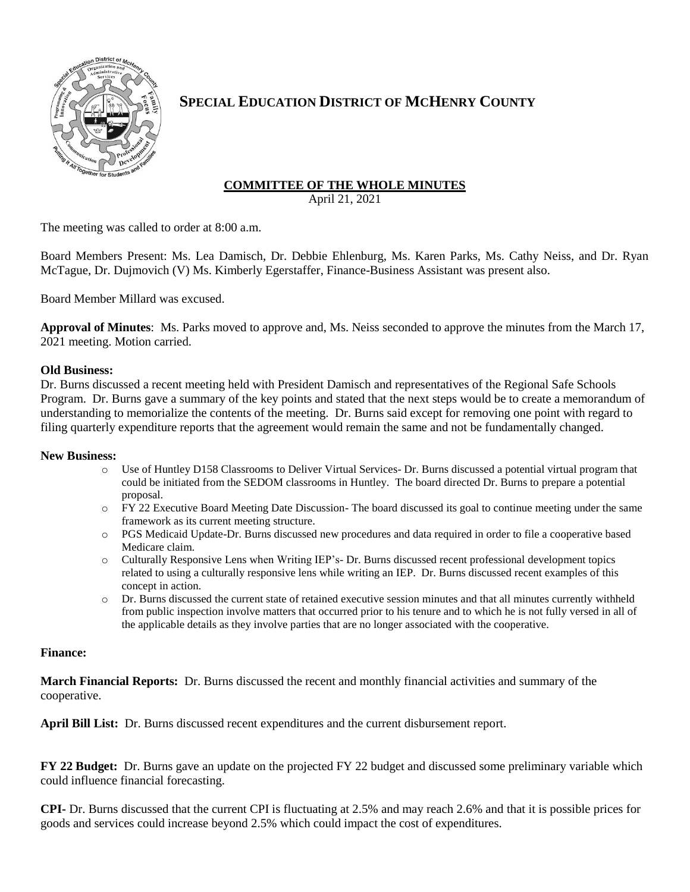# SPECIAL EDUCATION DISTRICT OF MCHENRY COUNTY

## COMMITTEE OF THE WHOLE MINUTES

April 21, 2021

The meeting was called to order at 8:00 a.m.

Board Members Present: Ms. Lea Damisch, Dr. Debbie Ehlenburg, Ms. Karen Parks, Ms. Cathy Neiss, and Dr. Ryan McTague, Dr. Dujmovich (V) Ms. Kimberly Egerstaffer, Finance-Business Assistant was present also.

Board Member Millard was excused.

**Approval of Minutes**: Ms. Parks moved to approve and, Ms. Neiss seconded to approve the minutes from the March 17, 2021 meeting. Motion carried.

**Old Business:**

Dr. Burns discussed a recent meeting held with President Damisch and representatives of the Regional Safe Schools Program. Dr. Burns gave a summary of the key points and stated that the next steps would be to create a memorandum of understanding to memorialize the contents of the meeting. Dr. Burns said except for removing one point with regard to filing quarterly expenditure reports that the agreement would remain the same and not be fundamentally changed.

**New Business:**

- Use of Huntley D158 Classrooms to Deliver Virtual Services- Dr. Burns discussed a potential virtual program that could be initiated from the SEDOM classrooms in Huntley. The board directed Dr. Burns to prepare a potential proposal.
- FY 22 Executive Board Meeting Date Discussion- The board discussed its goal to continue meeting under the same framework as its current meeting structure.
- PGS Medicaid Update-Dr. Burns discussed new procedures and data required in order to file a cooperative based Medicare claim.
- Culturally Responsive Lens when Writing IEP's- Dr. Burns discussed recent professional development topics related to using a culturally responsive lens while writing an IEP. Dr. Burns discussed recent examples of this concept in action.
- Dr. Burns discussed the current state of retained executive session minutes and that all minutes currently withheld from public inspection involve matters that occurred prior to his tenure and to which he is not fully versed in all of the applicable details as they involve parties that are no longer associated with the cooperative.

**Finance:**

**March Financial Reports:** Dr. Burns discussed the recent and monthly financial activities and summary of the cooperative.

**April Bill List:** Dr. Burns discussed recent expenditures and the current disbursement report.

**FY 22 Budget:** Dr. Burns gave an update on the projected FY 22 budget and discussed some preliminary variable which could influence financial forecasting.

**CPI**- Dr. Burns discussed that the current CPI is fluctuating at 2.5% and may reach 2.6% and that it is possible prices for goods and services could increase beyond 2.5% which could impact the cost of expenditures.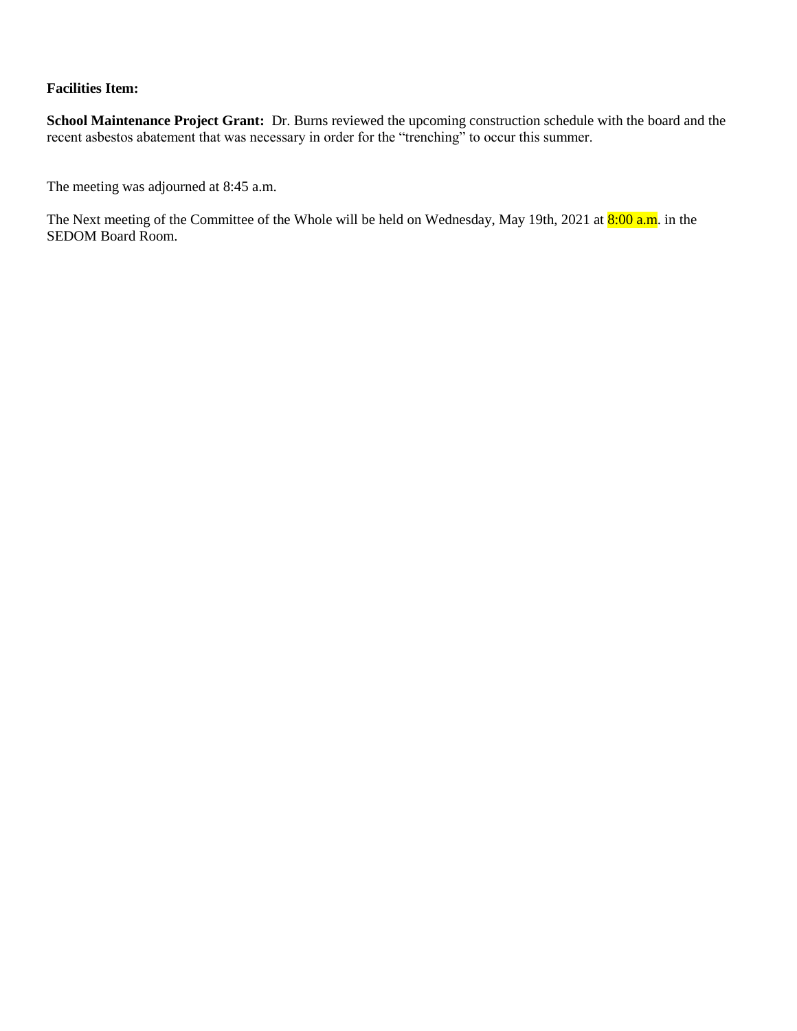**Facilities Item:**

**School Maintenance Project Grant:** Dr. Burns reviewed the upcoming construction schedule with the board and the recent asbestos abatement that was necessary in order for the "trenching" to occur this summer.

The meeting was adjourned at 8:45 a.m.

The Next meeting of the Committee of the Whole will be held on Wednesday, May 19th, 2021 at 8:00 a.m. in the SEDOM Board Room.